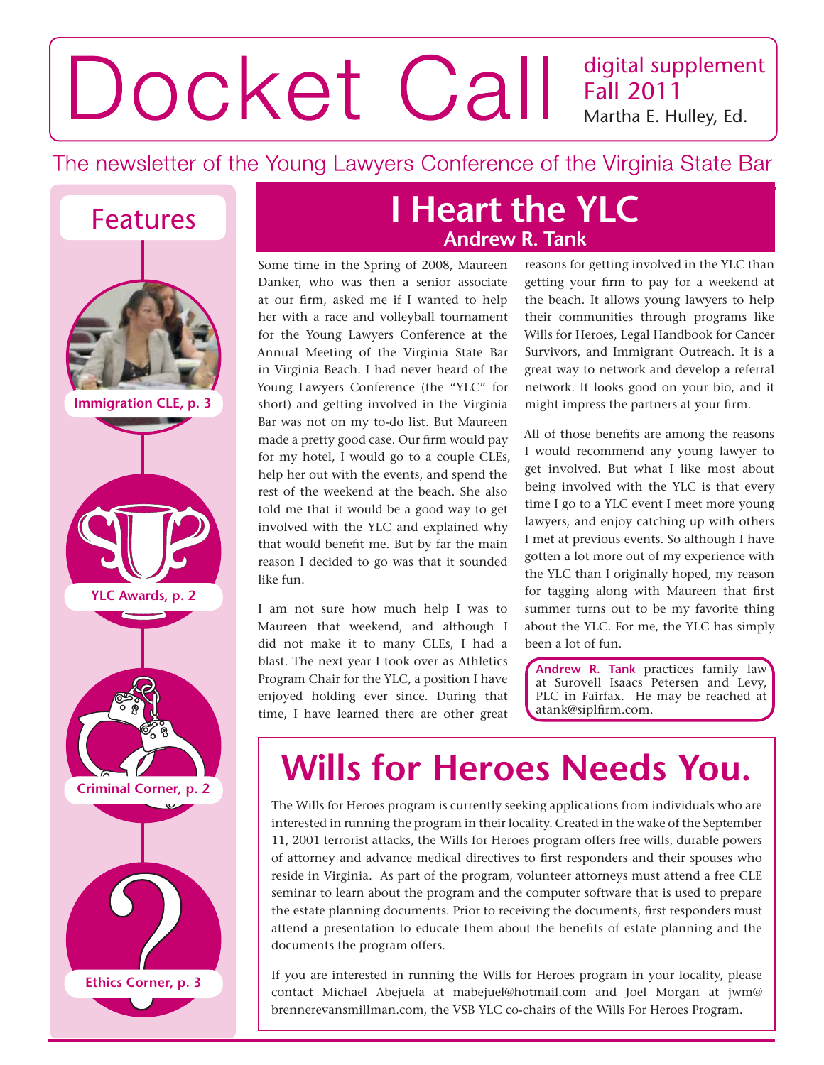# Docket Call

digital supplement
Fall 2011
Martha E. Hulley, Ed.

The newsletter of the Young Lawyers Conference of the Virginia State Bar

## Features

- Immigration CLE, p. 3
- YLC Awards, p. 2
- Criminal Corner, p. 2
- Ethics Corner, p. 3

## I Heart the YLC

### Andrew R. Tank

Some time in the Spring of 2008, Maureen Danker, who was then a senior associate at our firm, asked me if I wanted to help her with a race and volleyball tournament for the Young Lawyers Conference at the Annual Meeting of the Virginia State Bar in Virginia Beach. I had never heard of the Young Lawyers Conference (the "YLC" for short) and getting involved in the Virginia Bar was not on my to-do list. But Maureen made a pretty good case. Our firm would pay for my hotel, I would go to a couple CLEs, help her out with the events, and spend the rest of the weekend at the beach. She also told me that it would be a good way to get involved with the YLC and explained why that would benefit me. But by far the main reason I decided to go was that it sounded like fun.

I am not sure how much help I was to Maureen that weekend, and although I did not make it to many CLEs, I had a blast. The next year I took over as Athletics Program Chair for the YLC, a position I have enjoyed holding ever since. During that time, I have learned there are other great reasons for getting involved in the YLC than getting your firm to pay for a weekend at the beach. It allows young lawyers to help their communities through programs like Wills for Heroes, Legal Handbook for Cancer Survivors, and Immigrant Outreach. It is a great way to network and develop a referral network. It looks good on your bio, and it might impress the partners at your firm.

All of those benefits are among the reasons I would recommend any young lawyer to get involved. But what I like most about being involved with the YLC is that every time I go to a YLC event I meet more young lawyers, and enjoy catching up with others I met at previous events. So although I have gotten a lot more out of my experience with the YLC than I originally hoped, my reason for tagging along with Maureen that first summer turns out to be my favorite thing about the YLC. For me, the YLC has simply been a lot of fun.

**Andrew R. Tank** practices family law at Surovell Isaacs Petersen and Levy, PLC in Fairfax. He may be reached at atank@siplfirm.com.

## Wills for Heroes Needs You.

The Wills for Heroes program is currently seeking applications from individuals who are interested in running the program in their locality. Created in the wake of the September 11, 2001 terrorist attacks, the Wills for Heroes program offers free wills, durable powers of attorney and advance medical directives to first responders and their spouses who reside in Virginia. As part of the program, volunteer attorneys must attend a free CLE seminar to learn about the program and the computer software that is used to prepare the estate planning documents. Prior to receiving the documents, first responders must attend a presentation to educate them about the benefits of estate planning and the documents the program offers.

If you are interested in running the Wills for Heroes program in your locality, please contact Michael Abejuela at mabejuel@hotmail.com and Joel Morgan at jwm@brennerevansmillman.com, the VSB YLC co-chairs of the Wills For Heroes Program.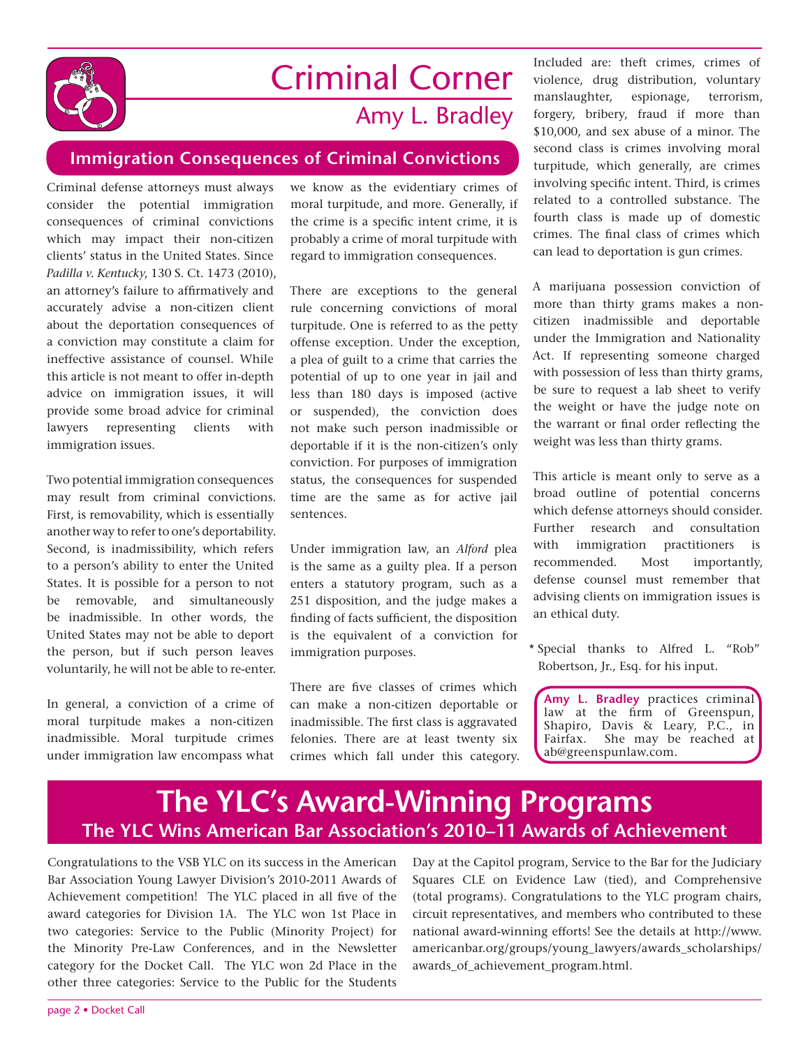# Criminal Corner

## Amy L. Bradley

### Immigration Consequences of Criminal Convictions

Criminal defense attorneys must always consider the potential immigration consequences of criminal convictions which may impact their non-citizen clients' status in the United States. Since *Padilla v. Kentucky*, 130 S. Ct. 1473 (2010), an attorney's failure to affirmatively and accurately advise a non-citizen client about the deportation consequences of a conviction may constitute a claim for ineffective assistance of counsel. While this article is not meant to offer in-depth advice on immigration issues, it will provide some broad advice for criminal lawyers representing clients with immigration issues.

Two potential immigration consequences may result from criminal convictions. First, is removability, which is essentially another way to refer to one's deportability. Second, is inadmissibility, which refers to a person's ability to enter the United States. It is possible for a person to not be removable, and simultaneously be inadmissible. In other words, the United States may not be able to deport the person, but if such person leaves voluntarily, he will not be able to re-enter.

In general, a conviction of a crime of moral turpitude makes a non-citizen inadmissible. Moral turpitude crimes under immigration law encompass what we know as the evidentiary crimes of moral turpitude, and more. Generally, if the crime is a specific intent crime, it is probably a crime of moral turpitude with regard to immigration consequences.

There are exceptions to the general rule concerning convictions of moral turpitude. One is referred to as the petty offense exception. Under the exception, a plea of guilt to a crime that carries the potential of up to one year in jail and less than 180 days is imposed (active or suspended), the conviction does not make such person inadmissible or deportable if it is the non-citizen's only conviction. For purposes of immigration status, the consequences for suspended time are the same as for active jail sentences.

Under immigration law, an *Alford* plea is the same as a guilty plea. If a person enters a statutory program, such as a 251 disposition, and the judge makes a finding of facts sufficient, the disposition is the equivalent of a conviction for immigration purposes.

There are five classes of crimes which can make a non-citizen deportable or inadmissible. The first class is aggravated felonies. There are at least twenty six crimes which fall under this category. Included are: theft crimes, crimes of violence, drug distribution, voluntary manslaughter, espionage, terrorism, forgery, bribery, fraud if more than $10,000, and sex abuse of a minor. The second class is crimes involving moral turpitude, which generally, are crimes involving specific intent. Third, is crimes related to a controlled substance. The fourth class is made up of domestic crimes. The final class of crimes which can lead to deportation is gun crimes.

A marijuana possession conviction of more than thirty grams makes a non-citizen inadmissible and deportable under the Immigration and Nationality Act. If representing someone charged with possession of less than thirty grams, be sure to request a lab sheet to verify the weight or have the judge note on the warrant or final order reflecting the weight was less than thirty grams.

This article is meant only to serve as a broad outline of potential concerns which defense attorneys should consider. Further research and consultation with immigration practitioners is recommended. Most importantly, defense counsel must remember that advising clients on immigration issues is an ethical duty.

* Special thanks to Alfred L. "Rob" Robertson, Jr., Esq. for his input.

**Amy L. Bradley** practices criminal law at the firm of Greenspun, Shapiro, Davis & Leary, P.C., in Fairfax. She may be reached at ab@greenspunlaw.com.

# The YLC's Award-Winning Programs

## The YLC Wins American Bar Association's 2010–11 Awards of Achievement

Congratulations to the VSB YLC on its success in the American Bar Association Young Lawyer Division's 2010-2011 Awards of Achievement competition! The YLC placed in all five of the award categories for Division 1A. The YLC won 1st Place in two categories: Service to the Public (Minority Project) for the Minority Pre-Law Conferences, and in the Newsletter category for the Docket Call. The YLC won 2d Place in the other three categories: Service to the Public for the Students Day at the Capitol program, Service to the Bar for the Judiciary Squares CLE on Evidence Law (tied), and Comprehensive (total programs). Congratulations to the YLC program chairs, circuit representatives, and members who contributed to these national award-winning efforts! See the details at http://www.americanbar.org/groups/young_lawyers/awards_scholarships/awards_of_achievement_program.html.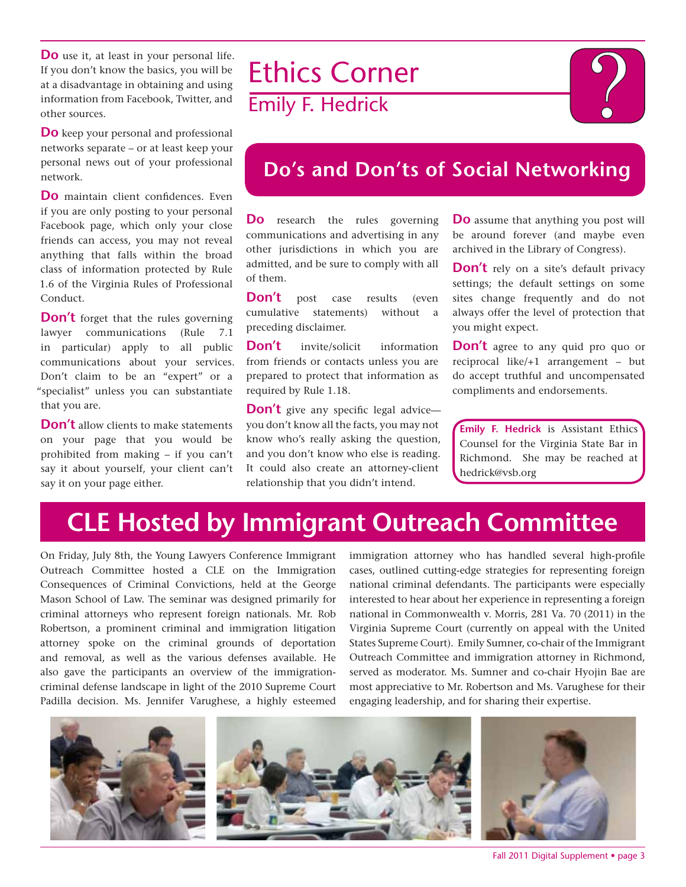# Ethics Corner

## Emily F. Hedrick

## Do's and Don'ts of Social Networking

**Do** use it, at least in your personal life. If you don't know the basics, you will be at a disadvantage in obtaining and using information from Facebook, Twitter, and other sources.

**Do** keep your personal and professional networks separate – or at least keep your personal news out of your professional network.

**Do** maintain client confidences. Even if you are only posting to your personal Facebook page, which only your close friends can access, you may not reveal anything that falls within the broad class of information protected by Rule 1.6 of the Virginia Rules of Professional Conduct.

**Don't** forget that the rules governing lawyer communications (Rule 7.1 in particular) apply to all public communications about your services. Don't claim to be an "expert" or a "specialist" unless you can substantiate that you are.

**Don't** allow clients to make statements on your page that you would be prohibited from making – if you can't say it about yourself, your client can't say it on your page either.

**Do** research the rules governing communications and advertising in any other jurisdictions in which you are admitted, and be sure to comply with all of them.

**Don't** post case results (even cumulative statements) without a preceding disclaimer.

**Don't** invite/solicit information from friends or contacts unless you are prepared to protect that information as required by Rule 1.18.

**Don't** give any specific legal advice—you don't know all the facts, you may not know who's really asking the question, and you don't know who else is reading. It could also create an attorney-client relationship that you didn't intend.

**Do** assume that anything you post will be around forever (and maybe even archived in the Library of Congress).

**Don't** rely on a site's default privacy settings; the default settings on some sites change frequently and do not always offer the level of protection that you might expect.

**Don't** agree to any quid pro quo or reciprocal like/+1 arrangement – but do accept truthful and uncompensated compliments and endorsements.

**Emily F. Hedrick** is Assistant Ethics Counsel for the Virginia State Bar in Richmond. She may be reached at hedrick@vsb.org

# CLE Hosted by Immigrant Outreach Committee

On Friday, July 8th, the Young Lawyers Conference Immigrant Outreach Committee hosted a CLE on the Immigration Consequences of Criminal Convictions, held at the George Mason School of Law. The seminar was designed primarily for criminal attorneys who represent foreign nationals. Mr. Rob Robertson, a prominent criminal and immigration litigation attorney spoke on the criminal grounds of deportation and removal, as well as the various defenses available. He also gave the participants an overview of the immigration-criminal defense landscape in light of the 2010 Supreme Court Padilla decision. Ms. Jennifer Varughese, a highly esteemed immigration attorney who has handled several high-profile cases, outlined cutting-edge strategies for representing foreign national criminal defendants. The participants were especially interested to hear about her experience in representing a foreign national in Commonwealth v. Morris, 281 Va. 70 (2011) in the Virginia Supreme Court (currently on appeal with the United States Supreme Court). Emily Sumner, co-chair of the Immigrant Outreach Committee and immigration attorney in Richmond, served as moderator. Ms. Sumner and co-chair Hyojin Bae are most appreciative to Mr. Robertson and Ms. Varughese for their engaging leadership, and for sharing their expertise.